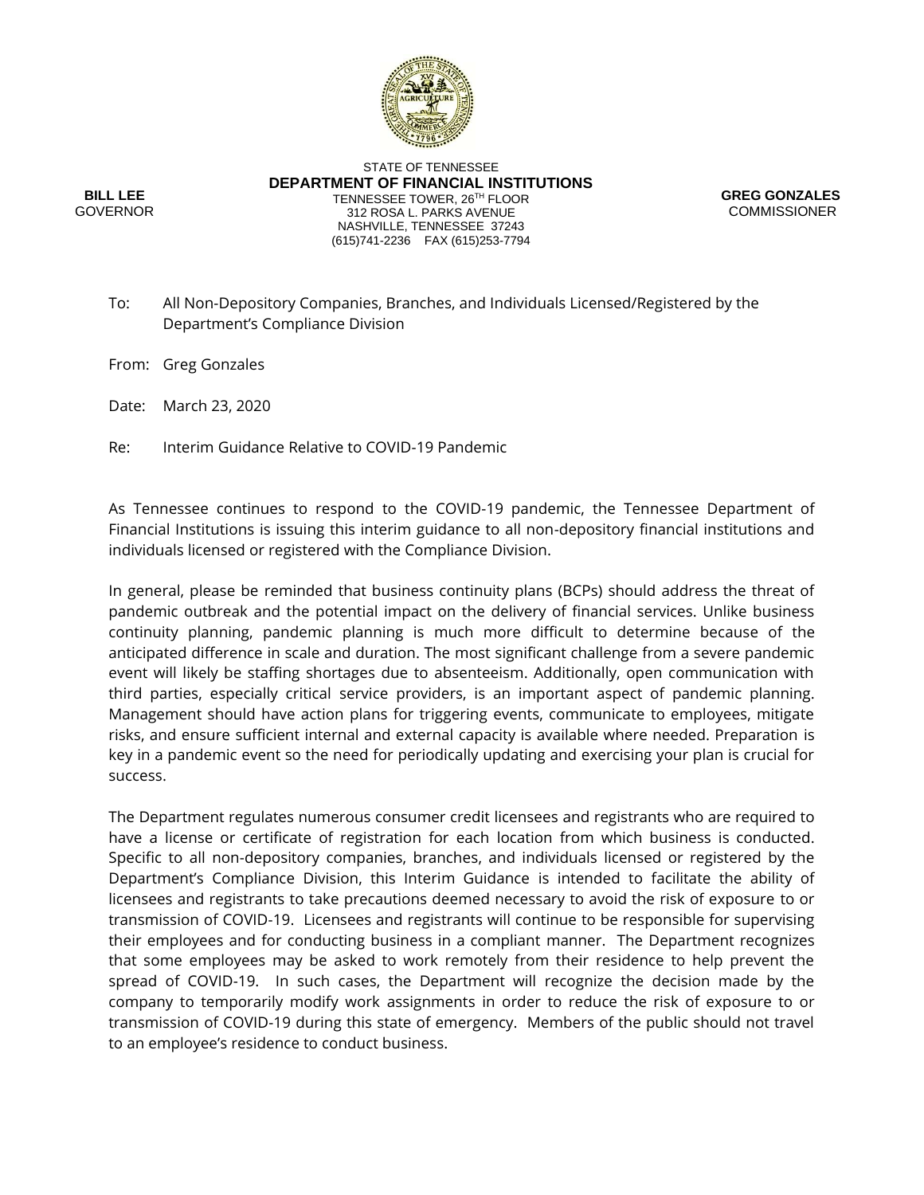STATE OF TENNESSEE

**DEPARTMENT OF FINANCIAL INSTITUTIONS**

TENNESSEE TOWER, 26TH FLOOR
312 ROSA L. PARKS AVENUE
NASHVILLE, TENNESSEE 37243
(615)741-2236 FAX (615)253-7794

**BILL LEE**
GOVERNOR

**GREG GONZALES**
COMMISSIONER

To: All Non-Depository Companies, Branches, and Individuals Licensed/Registered by the Department's Compliance Division

From: Greg Gonzales

Date: March 23, 2020

Re: Interim Guidance Relative to COVID-19 Pandemic

As Tennessee continues to respond to the COVID-19 pandemic, the Tennessee Department of Financial Institutions is issuing this interim guidance to all non-depository financial institutions and individuals licensed or registered with the Compliance Division.

In general, please be reminded that business continuity plans (BCPs) should address the threat of pandemic outbreak and the potential impact on the delivery of financial services. Unlike business continuity planning, pandemic planning is much more difficult to determine because of the anticipated difference in scale and duration. The most significant challenge from a severe pandemic event will likely be staffing shortages due to absenteeism. Additionally, open communication with third parties, especially critical service providers, is an important aspect of pandemic planning. Management should have action plans for triggering events, communicate to employees, mitigate risks, and ensure sufficient internal and external capacity is available where needed. Preparation is key in a pandemic event so the need for periodically updating and exercising your plan is crucial for success.

The Department regulates numerous consumer credit licensees and registrants who are required to have a license or certificate of registration for each location from which business is conducted. Specific to all non-depository companies, branches, and individuals licensed or registered by the Department's Compliance Division, this Interim Guidance is intended to facilitate the ability of licensees and registrants to take precautions deemed necessary to avoid the risk of exposure to or transmission of COVID-19. Licensees and registrants will continue to be responsible for supervising their employees and for conducting business in a compliant manner. The Department recognizes that some employees may be asked to work remotely from their residence to help prevent the spread of COVID-19. In such cases, the Department will recognize the decision made by the company to temporarily modify work assignments in order to reduce the risk of exposure to or transmission of COVID-19 during this state of emergency. Members of the public should not travel to an employee's residence to conduct business.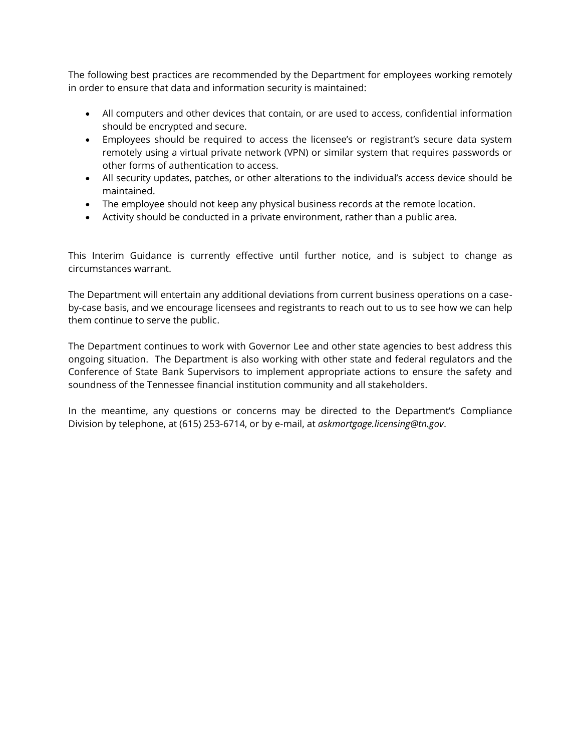The following best practices are recommended by the Department for employees working remotely in order to ensure that data and information security is maintained:

- All computers and other devices that contain, or are used to access, confidential information should be encrypted and secure.
- Employees should be required to access the licensee's or registrant's secure data system remotely using a virtual private network (VPN) or similar system that requires passwords or other forms of authentication to access.
- All security updates, patches, or other alterations to the individual's access device should be maintained.
- The employee should not keep any physical business records at the remote location.
- Activity should be conducted in a private environment, rather than a public area.

This Interim Guidance is currently effective until further notice, and is subject to change as circumstances warrant.

The Department will entertain any additional deviations from current business operations on a case-by-case basis, and we encourage licensees and registrants to reach out to us to see how we can help them continue to serve the public.

The Department continues to work with Governor Lee and other state agencies to best address this ongoing situation. The Department is also working with other state and federal regulators and the Conference of State Bank Supervisors to implement appropriate actions to ensure the safety and soundness of the Tennessee financial institution community and all stakeholders.

In the meantime, any questions or concerns may be directed to the Department's Compliance Division by telephone, at (615) 253-6714, or by e-mail, at *askmortgage.licensing@tn.gov*.